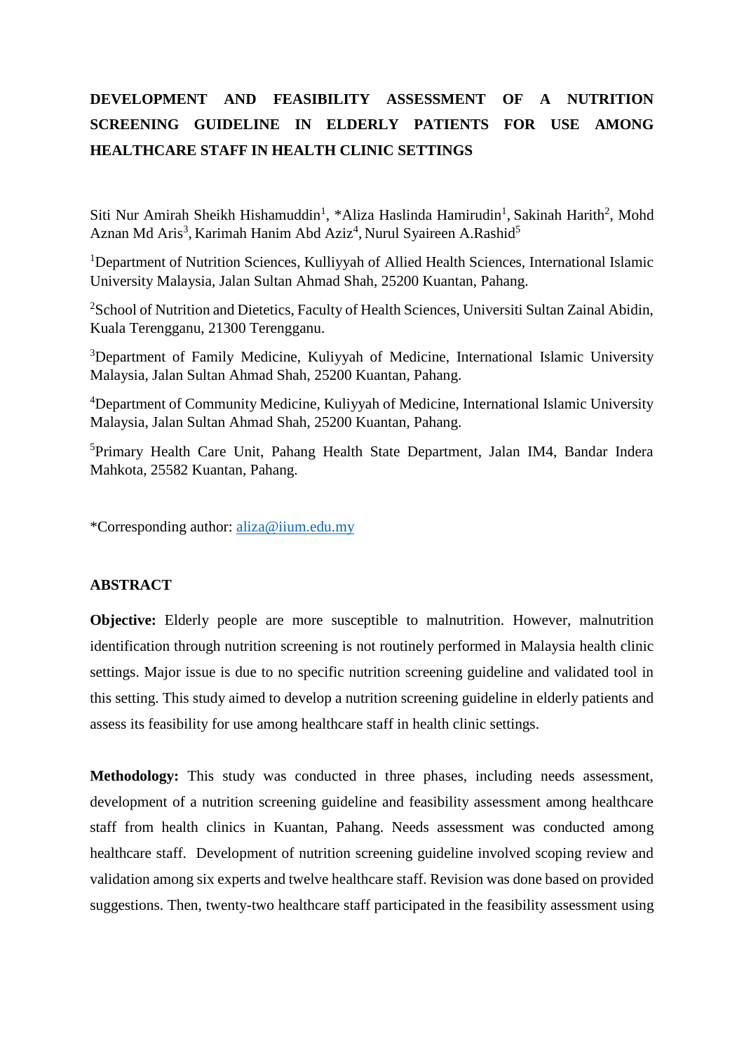# DEVELOPMENT AND FEASIBILITY ASSESSMENT OF A NUTRITION SCREENING GUIDELINE IN ELDERLY PATIENTS FOR USE AMONG HEALTHCARE STAFF IN HEALTH CLINIC SETTINGS

Siti Nur Amirah Sheikh Hishamuddin[1], *Aliza Haslinda Hamirudin[1], Sakinah Harith[2], Mohd Aznan Md Aris[3], Karimah Hanim Abd Aziz[4], Nurul Syaireen A.Rashid[5]

[1]Department of Nutrition Sciences, Kulliyyah of Allied Health Sciences, International Islamic University Malaysia, Jalan Sultan Ahmad Shah, 25200 Kuantan, Pahang.

[2]School of Nutrition and Dietetics, Faculty of Health Sciences, Universiti Sultan Zainal Abidin, Kuala Terengganu, 21300 Terengganu.

[3]Department of Family Medicine, Kuliyyah of Medicine, International Islamic University Malaysia, Jalan Sultan Ahmad Shah, 25200 Kuantan, Pahang.

[4]Department of Community Medicine, Kuliyyah of Medicine, International Islamic University Malaysia, Jalan Sultan Ahmad Shah, 25200 Kuantan, Pahang.

[5]Primary Health Care Unit, Pahang Health State Department, Jalan IM4, Bandar Indera Mahkota, 25582 Kuantan, Pahang.

*Corresponding author: aliza@iium.edu.my

## ABSTRACT

**Objective:** Elderly people are more susceptible to malnutrition. However, malnutrition identification through nutrition screening is not routinely performed in Malaysia health clinic settings. Major issue is due to no specific nutrition screening guideline and validated tool in this setting. This study aimed to develop a nutrition screening guideline in elderly patients and assess its feasibility for use among healthcare staff in health clinic settings.

**Methodology:** This study was conducted in three phases, including needs assessment, development of a nutrition screening guideline and feasibility assessment among healthcare staff from health clinics in Kuantan, Pahang. Needs assessment was conducted among healthcare staff. Development of nutrition screening guideline involved scoping review and validation among six experts and twelve healthcare staff. Revision was done based on provided suggestions. Then, twenty-two healthcare staff participated in the feasibility assessment using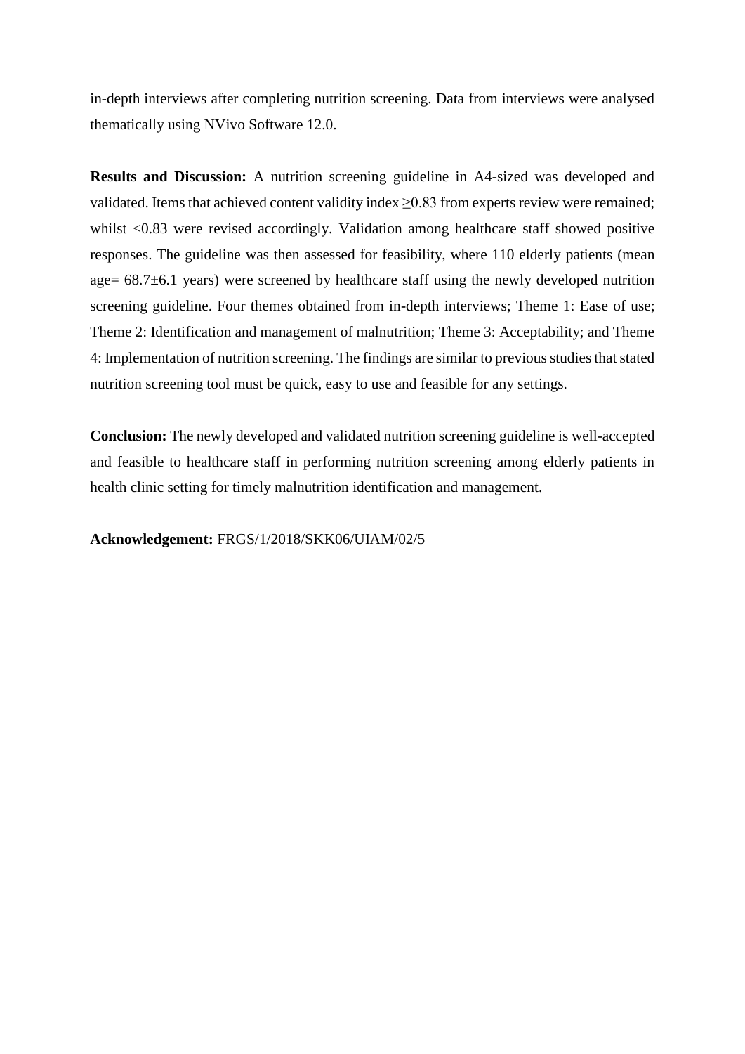in-depth interviews after completing nutrition screening. Data from interviews were analysed thematically using NVivo Software 12.0.

**Results and Discussion:** A nutrition screening guideline in A4-sized was developed and validated. Items that achieved content validity index ≥0.83 from experts review were remained; whilst <0.83 were revised accordingly. Validation among healthcare staff showed positive responses. The guideline was then assessed for feasibility, where 110 elderly patients (mean age= 68.7±6.1 years) were screened by healthcare staff using the newly developed nutrition screening guideline. Four themes obtained from in-depth interviews; Theme 1: Ease of use; Theme 2: Identification and management of malnutrition; Theme 3: Acceptability; and Theme 4: Implementation of nutrition screening. The findings are similar to previous studies that stated nutrition screening tool must be quick, easy to use and feasible for any settings.

**Conclusion:** The newly developed and validated nutrition screening guideline is well-accepted and feasible to healthcare staff in performing nutrition screening among elderly patients in health clinic setting for timely malnutrition identification and management.

**Acknowledgement:** FRGS/1/2018/SKK06/UIAM/02/5